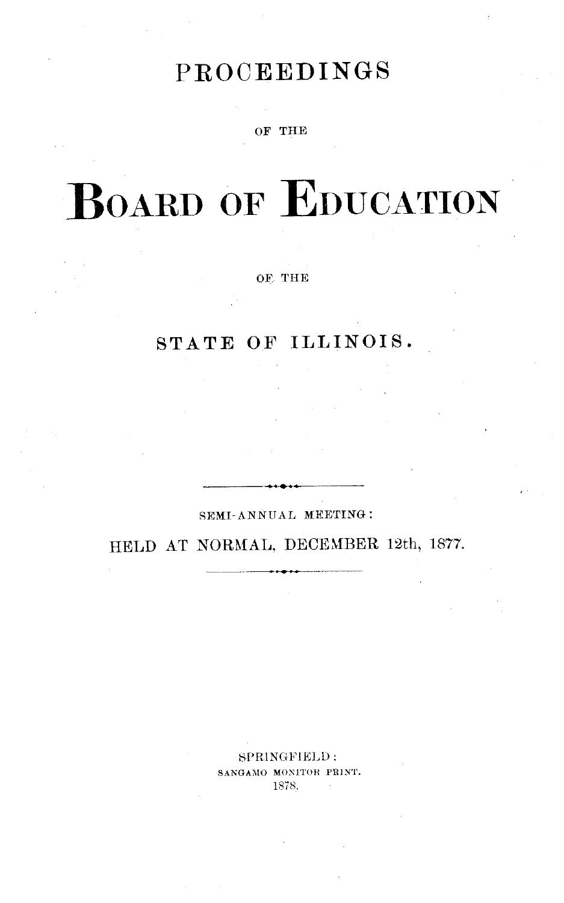# PROCEEDINGS

OF THE

# BOARD OF EDUCATION

OF THE

## STATE OF ILLINOIS.

SEMI-ANNUAL MEETING:

HELD AT NORMAL, DECEMBER 12th, 1877.

SPRINGFIELD:
SANGAMO MONITOR PRINT.
1878.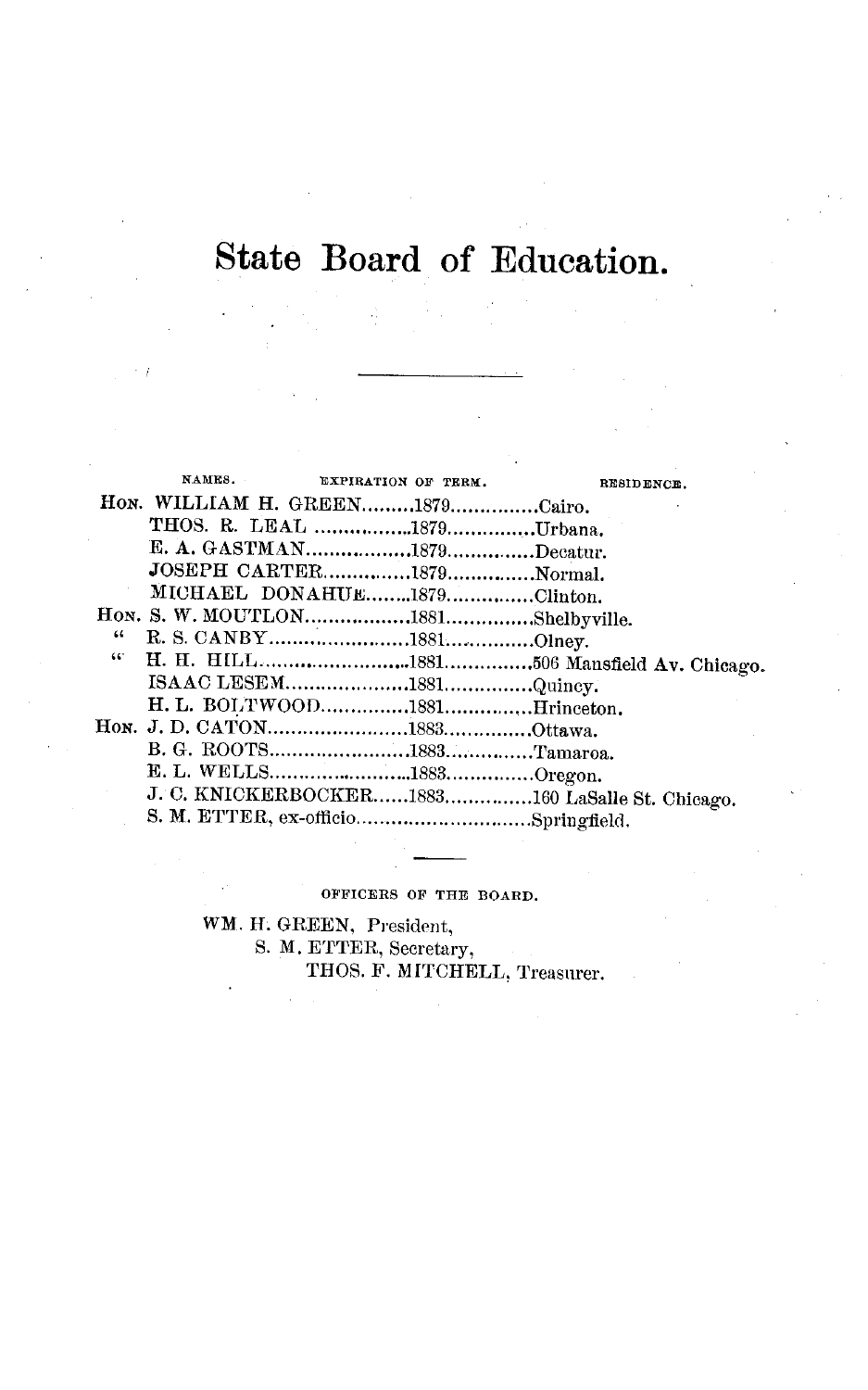# State Board of Education.

| NAMES. | EXPIRATION OF TERM. | RESIDENCE. |
|---|---|---|
| HON. WILLIAM H. GREEN | 1879 | Cairo. |
| THOS. R. LEAL | 1879 | Urbana. |
| E. A. GASTMAN | 1879 | Decatur. |
| JOSEPH CARTER | 1879 | Normal. |
| MICHAEL DONAHUE | 1879 | Clinton. |
| HON. S. W. MOUTLON | 1881 | Shelbyville. |
| " R. S. CANBY | 1881 | Olney. |
| " H. H. HILL | 1881 | 506 Mansfield Av. Chicago. |
| ISAAC LESEM | 1881 | Quincy. |
| H. L. BOLTWOOD | 1881 | Hrinceton. |
| HON. J. D. CATON | 1883 | Ottawa. |
| B. G. ROOTS | 1883 | Tamaroa. |
| E. L. WELLS | 1883 | Oregon. |
| J. C. KNICKERBOCKER | 1883 | 160 LaSalle St. Chicago. |
| S. M. ETTER, ex-officio | | Springfield. |

OFFICERS OF THE BOARD.

WM. H. GREEN, President,
S. M. ETTER, Secretary,
THOS. F. MITCHELL, Treasurer.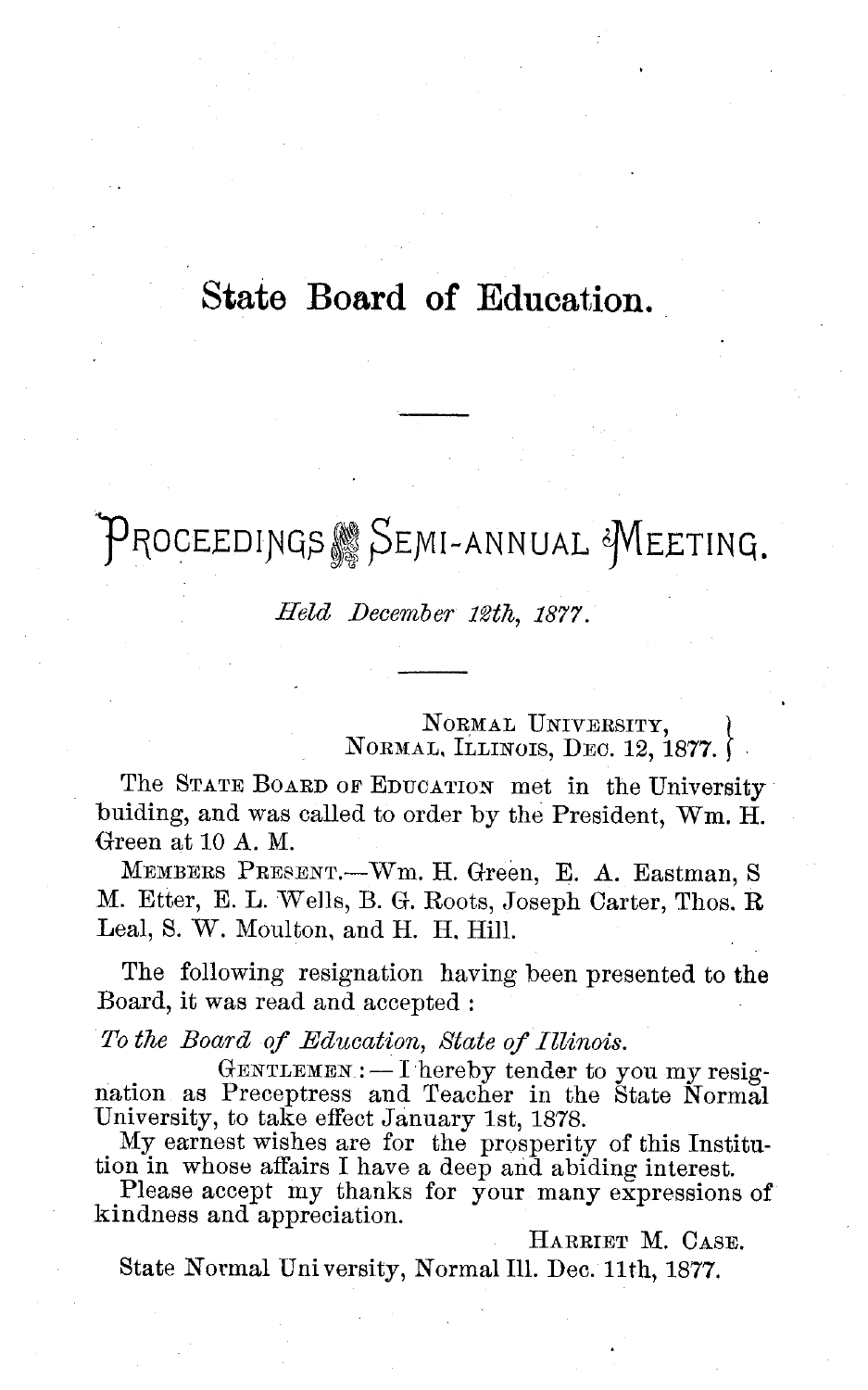# State Board of Education.

## PROCEEDINGS OF SEMI-ANNUAL MEETING.

*Held December 12th, 1877.*

NORMAL UNIVERSITY,
NORMAL, ILLINOIS, DEC. 12, 1877.

The STATE BOARD OF EDUCATION met in the University buiding, and was called to order by the President, Wm. H. Green at 10 A. M.

MEMBERS PRESENT.—Wm. H. Green, E. A. Eastman, S M. Etter, E. L. Wells, B. G. Roots, Joseph Carter, Thos. R Leal, S. W. Moulton, and H. H. Hill.

The following resignation having been presented to the Board, it was read and accepted :

*To the Board of Education, State of Illinois.*

GENTLEMEN : — I hereby tender to you my resignation as Preceptress and Teacher in the State Normal University, to take effect January 1st, 1878.

My earnest wishes are for the prosperity of this Institution in whose affairs I have a deep and abiding interest.

Please accept my thanks for your many expressions of kindness and appreciation.

HARRIET M. CASE.

State Normal University, Normal Ill. Dec. 11th, 1877.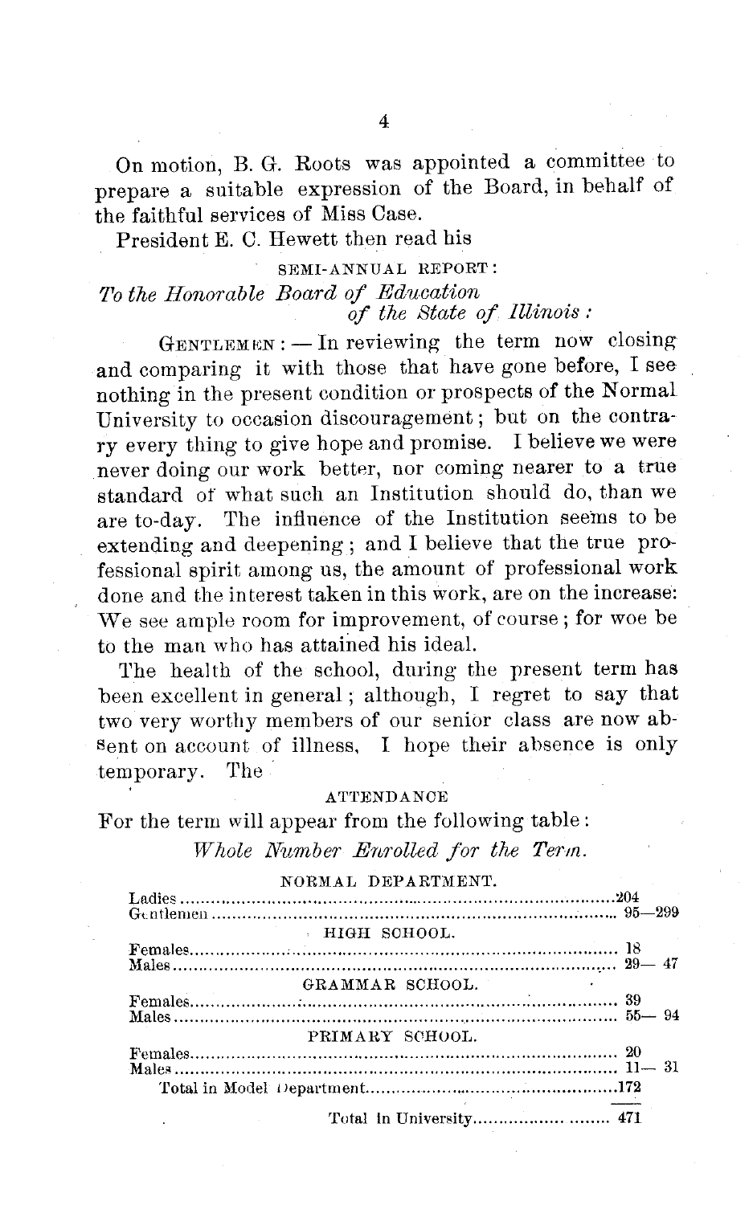On motion, B. G. Roots was appointed a committee to prepare a suitable expression of the Board, in behalf of the faithful services of Miss Case.

President E. C. Hewett then read his

SEMI-ANNUAL REPORT:

*To the Honorable Board of Education of the State of Illinois:*

GENTLEMEN: — In reviewing the term now closing and comparing it with those that have gone before, I see nothing in the present condition or prospects of the Normal University to occasion discouragement; but on the contrary every thing to give hope and promise. I believe we were never doing our work better, nor coming nearer to a true standard of what such an Institution should do, than we are to-day. The influence of the Institution seems to be extending and deepening; and I believe that the true professional spirit among us, the amount of professional work done and the interest taken in this work, are on the increase: We see ample room for improvement, of course; for woe be to the man who has attained his ideal.

The health of the school, during the present term has been excellent in general; although, I regret to say that two very worthy members of our senior class are now absent on account of illness. I hope their absence is only temporary. The

ATTENDANCE

For the term will appear from the following table:

*Whole Number Enrolled for the Term.*

| | | |
|---|---|---|
| **NORMAL DEPARTMENT.** | | |
| Ladies | 204 | |
| Gentlemen | 95 | 299 |
| **HIGH SCHOOL.** | | |
| Females | 18 | |
| Males | 29 | 47 |
| **GRAMMAR SCHOOL.** | | |
| Females | 39 | |
| Males | 55 | 94 |
| **PRIMARY SCHOOL.** | | |
| Females | 20 | |
| Males | 11 | 31 |
| Total in Model Department | 172 | |
| Total in University | 471 | |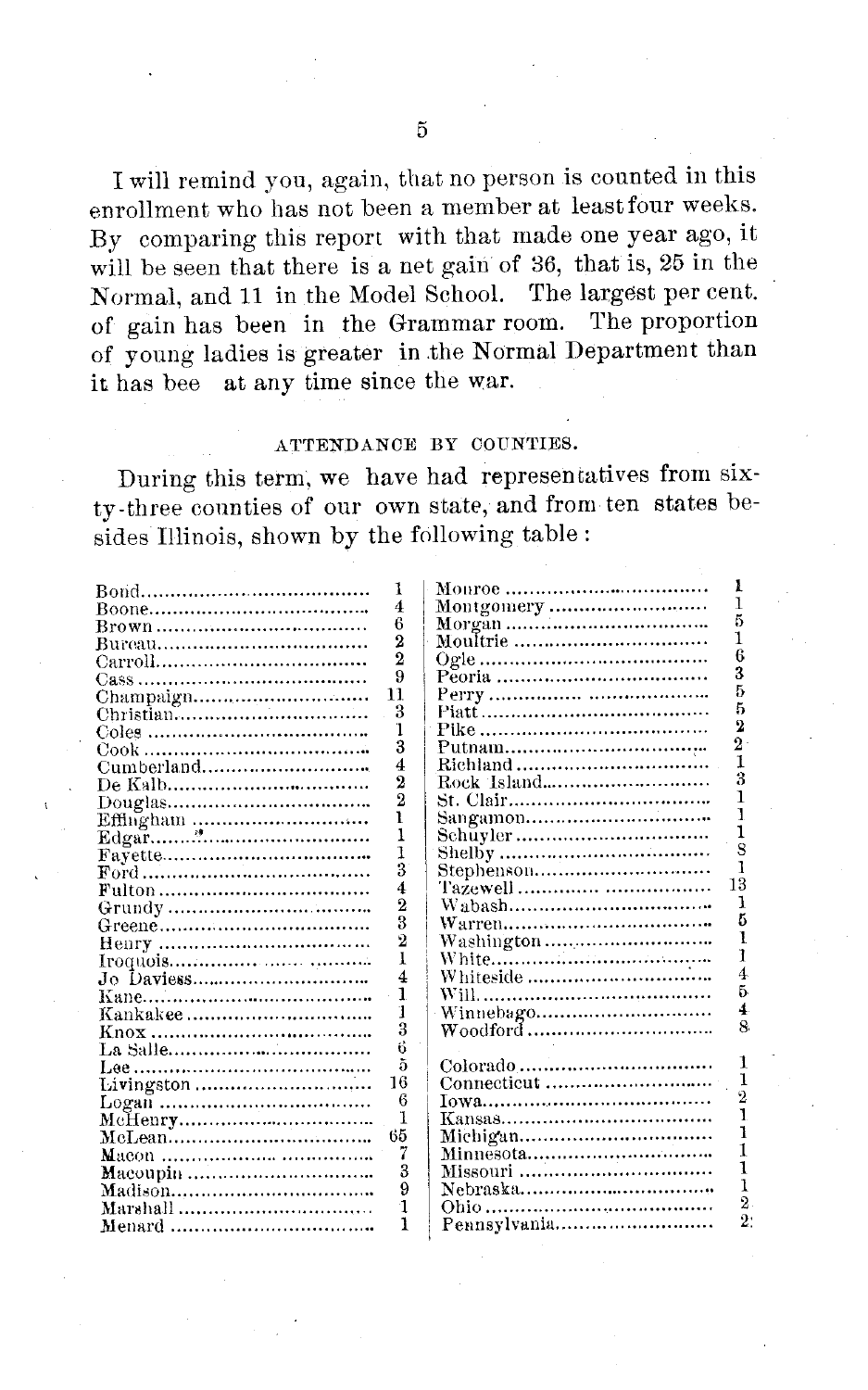I will remind you, again, that no person is counted in this enrollment who has not been a member at least four weeks. By comparing this report with that made one year ago, it will be seen that there is a net gain of 36, that is, 25 in the Normal, and 11 in the Model School. The largest per cent. of gain has been in the Grammar room. The proportion of young ladies is greater in the Normal Department than it has bee at any time since the war.

## ATTENDANCE BY COUNTIES.

During this term, we have had representatives from sixty-three counties of our own state, and from ten states besides Illinois, shown by the following table:

| | | | |
|---|---|---|---|
| Bond | 1 | Monroe | 1 |
| Boone | 4 | Montgomery | 1 |
| Brown | 6 | Morgan | 5 |
| Bureau | 2 | Moultrie | 1 |
| Carroll | 2 | Ogle | 6 |
| Cass | 9 | Peoria | 3 |
| Champaign | 11 | Perry | 5 |
| Christian | 3 | Piatt | 5 |
| Coles | 1 | Pike | 2 |
| Cook | 3 | Putnam | 2 |
| Cumberland | 4 | Richland | 1 |
| De Kalb | 2 | Rock Island | 3 |
| Douglas | 2 | St. Clair | 1 |
| Effingham | 1 | Sangamon | 1 |
| Edgar | 1 | Schuyler | 1 |
| Fayette | 1 | Shelby | 8 |
| Ford | 3 | Stephenson | 1 |
| Fulton | 4 | Tazewell | 13 |
| Grundy | 2 | Wabash | 1 |
| Greene | 3 | Warren | 5 |
| Henry | 2 | Washington | 1 |
| Iroquois | 1 | White | 1 |
| Jo Daviess | 4 | Whiteside | 4 |
| Kane | 1 | Will | 5 |
| Kankakee | 1 | Winnebago | 4 |
| Knox | 3 | Woodford | 8 |
| La Salle | 6 | | |
| Lee | 5 | Colorado | 1 |
| Livingston | 16 | Connecticut | 1 |
| Logan | 6 | Iowa | 2 |
| McHenry | 1 | Kansas | 1 |
| McLean | 65 | Michigan | 1 |
| Macon | 7 | Minnesota | 1 |
| Macoupin | 3 | Missouri | 1 |
| Madison | 9 | Nebraska | 1 |
| Marshall | 1 | Ohio | 2 |
| Menard | 1 | Pennsylvania | 2 |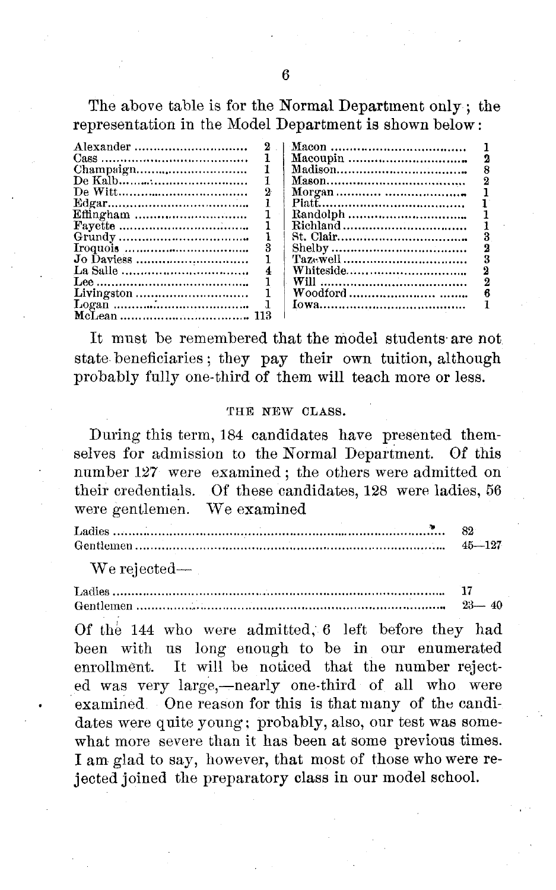The above table is for the Normal Department only; the representation in the Model Department is shown below:

| | | | |
|---|---|---|---|
| Alexander | 2 | Macon | 1 |
| Cass | 1 | Macoupin | 2 |
| Champaign | 1 | Madison | 8 |
| De Kalb | 1 | Mason | 2 |
| De Witt | 2 | Morgan | 1 |
| Edgar | 1 | Piatt | 1 |
| Effingham | 1 | Randolph | 1 |
| Fayette | 1 | Richland | 1 |
| Grundy | 1 | St. Clair | 3 |
| Iroquois | 3 | Shelby | 2 |
| Jo Daviess | 1 | Tazewell | 3 |
| La Salle | 4 | Whiteside | 2 |
| Lee | 1 | Will | 2 |
| Livingston | 1 | Woodford | 6 |
| Logan | 1 | Iowa | 1 |
| McLean | 113 | | |

It must be remembered that the model students are not state beneficiaries; they pay their own tuition, although probably fully one-third of them will teach more or less.

## THE NEW CLASS.

During this term, 184 candidates have presented themselves for admission to the Normal Department. Of this number 127 were examined; the others were admitted on their credentials. Of these candidates, 128 were ladies, 56 were gentlemen. We examined

| | | |
|---|---|---|
| Ladies | 82 | |
| Gentlemen | 45 | —127 |

We rejected—

| | | |
|---|---|---|
| Ladies | 17 | |
| Gentlemen | 23 | — 40 |

Of the 144 who were admitted, 6 left before they had been with us long enough to be in our enumerated enrollment. It will be noticed that the number rejected was very large,—nearly one-third of all who were examined. One reason for this is that many of the candidates were quite young; probably, also, our test was somewhat more severe than it has been at some previous times. I am glad to say, however, that most of those who were rejected joined the preparatory class in our model school.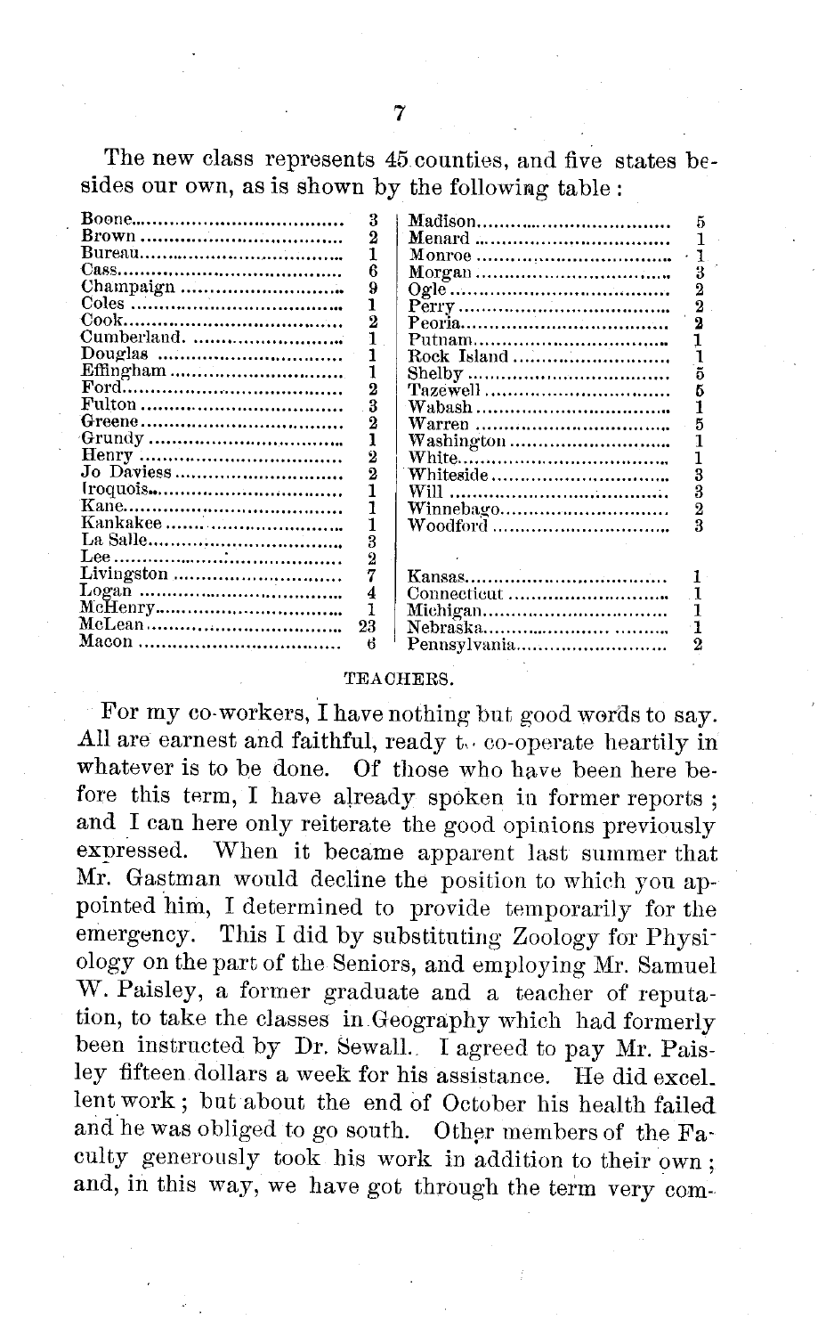The new class represents 45 counties, and five states besides our own, as is shown by the following table:

| | | | |
|---|---|---|---|
| Boone | 3 | Madison | 5 |
| Brown | 2 | Menard | 1 |
| Bureau | 1 | Monroe | 1 |
| Cass | 6 | Morgan | 3 |
| Champaign | 9 | Ogle | 2 |
| Coles | 1 | Perry | 2 |
| Cook | 2 | Peoria | 2 |
| Cumberland | 1 | Putnam | 1 |
| Douglas | 1 | Rock Island | 1 |
| Effingham | 1 | Shelby | 5 |
| Ford | 2 | Tazewell | 6 |
| Fulton | 3 | Wabash | 1 |
| Greene | 2 | Warren | 5 |
| Grundy | 1 | Washington | 1 |
| Henry | 2 | White | 1 |
| Jo Daviess | 2 | Whiteside | 3 |
| Iroquois | 1 | Will | 3 |
| Kane | 1 | Winnebago | 2 |
| Kankakee | 1 | Woodford | 3 |
| La Salle | 3 | | |
| Lee | 2 | | |
| Livingston | 7 | Kansas | 1 |
| Logan | 4 | Connecticut | 1 |
| McHenry | 1 | Michigan | 1 |
| McLean | 23 | Nebraska | 1 |
| Macon | 6 | Pennsylvania | 2 |

TEACHERS.

For my co-workers, I have nothing but good words to say. All are earnest and faithful, ready to co-operate heartily in whatever is to be done. Of those who have been here before this term, I have already spoken in former reports; and I can here only reiterate the good opinions previously expressed. When it became apparent last summer that Mr. Gastman would decline the position to which you appointed him, I determined to provide temporarily for the emergency. This I did by substituting Zoology for Physiology on the part of the Seniors, and employing Mr. Samuel W. Paisley, a former graduate and a teacher of reputation, to take the classes in Geography which had formerly been instructed by Dr. Sewall. I agreed to pay Mr. Paisley fifteen dollars a week for his assistance. He did excellent work; but about the end of October his health failed and he was obliged to go south. Other members of the Faculty generously took his work in addition to their own; and, in this way, we have got through the term very com-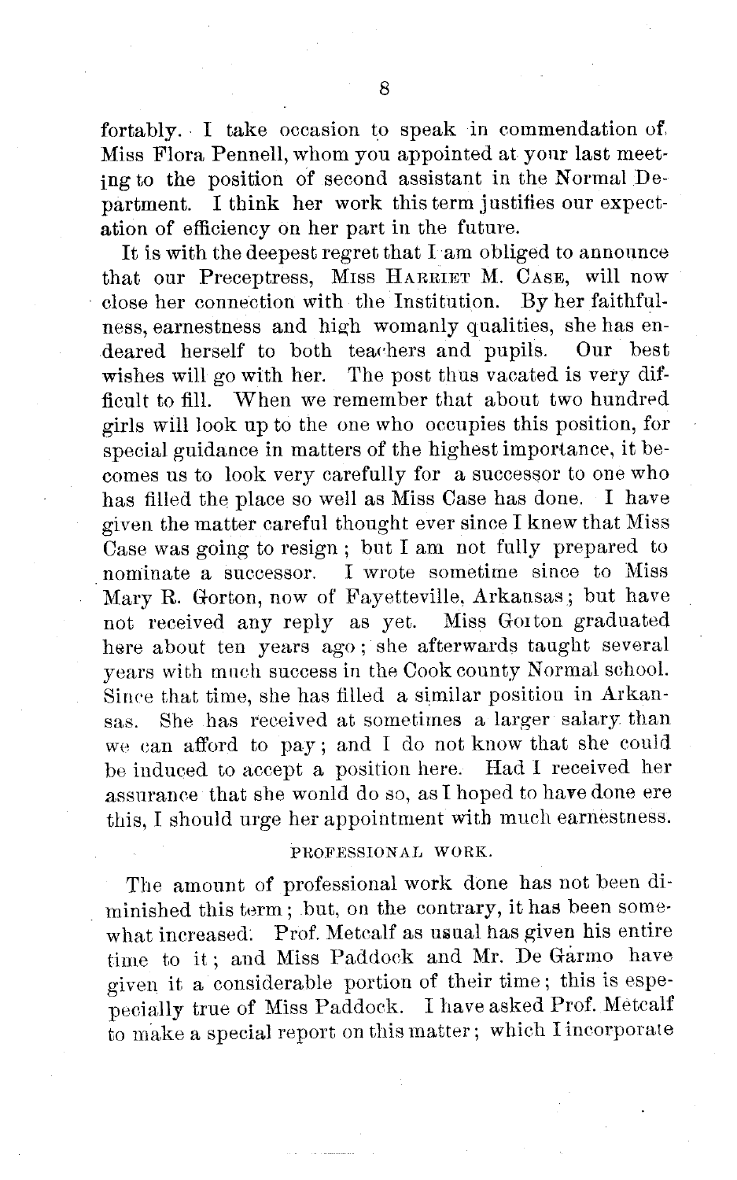fortably. I take occasion to speak in commendation of Miss Flora Pennell, whom you appointed at your last meeting to the position of second assistant in the Normal Department. I think her work this term justifies our expectation of efficiency on her part in the future.

It is with the deepest regret that I am obliged to announce that our Preceptress, Miss HARRIET M. CASE, will now close her connection with the Institution. By her faithfulness, earnestness and high womanly qualities, she has endeared herself to both teachers and pupils. Our best wishes will go with her. The post thus vacated is very difficult to fill. When we remember that about two hundred girls will look up to the one who occupies this position, for special guidance in matters of the highest importance, it becomes us to look very carefully for a successor to one who has filled the place so well as Miss Case has done. I have given the matter careful thought ever since I knew that Miss Case was going to resign; but I am not fully prepared to nominate a successor. I wrote sometime since to Miss Mary R. Gorton, now of Fayetteville, Arkansas; but have not received any reply as yet. Miss Gorton graduated here about ten years ago; she afterwards taught several years with much success in the Cook county Normal school. Since that time, she has filled a similar position in Arkansas. She has received at sometimes a larger salary than we can afford to pay; and I do not know that she could be induced to accept a position here. Had I received her assurance that she would do so, as I hoped to have done ere this, I should urge her appointment with much earnestness.

## PROFESSIONAL WORK.

The amount of professional work done has not been diminished this term; but, on the contrary, it has been somewhat increased. Prof. Metcalf as usual has given his entire time to it; and Miss Paddock and Mr. De Garmo have given it a considerable portion of their time; this is especially true of Miss Paddock. I have asked Prof. Metcalf to make a special report on this matter; which I incorporate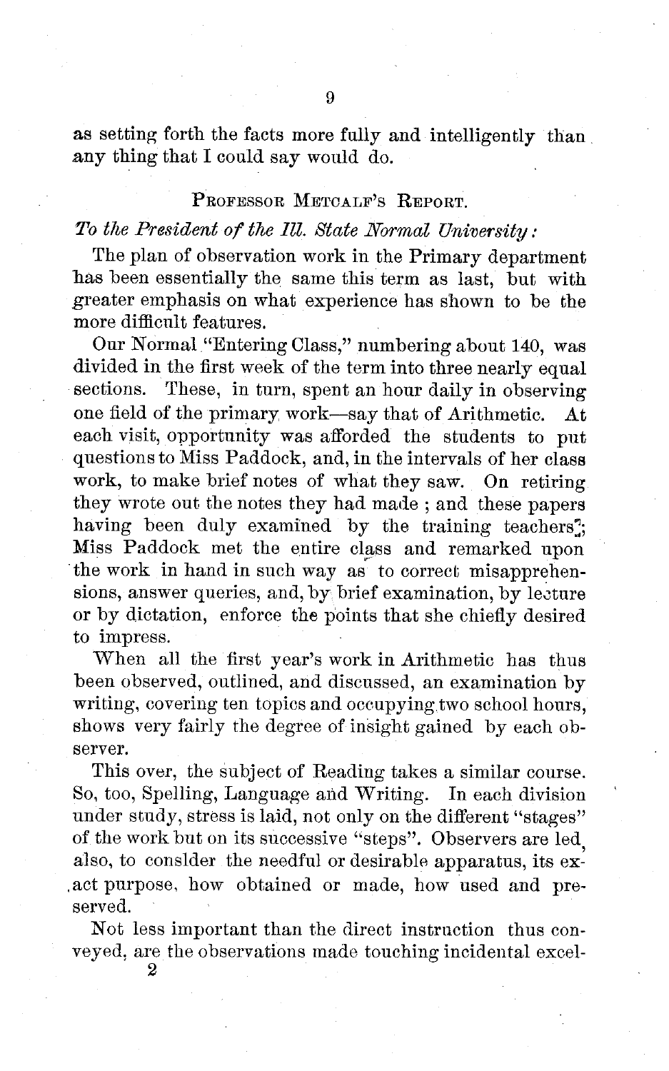as setting forth the facts more fully and intelligently than any thing that I could say would do.

### Professor Metcalf's Report.

*To the President of the Ill. State Normal University:*

The plan of observation work in the Primary department has been essentially the same this term as last, but with greater emphasis on what experience has shown to be the more difficult features.

Our Normal "Entering Class," numbering about 140, was divided in the first week of the term into three nearly equal sections. These, in turn, spent an hour daily in observing one field of the primary work—say that of Arithmetic. At each visit, opportunity was afforded the students to put questions to Miss Paddock, and, in the intervals of her class work, to make brief notes of what they saw. On retiring they wrote out the notes they had made ; and these papers having been duly examined by the training teachers; Miss Paddock met the entire class and remarked upon the work in hand in such way as to correct misapprehensions, answer queries, and, by brief examination, by lecture or by dictation, enforce the points that she chiefly desired to impress.

When all the first year's work in Arithmetic has thus been observed, outlined, and discussed, an examination by writing, covering ten topics and occupying two school hours, shows very fairly the degree of insight gained by each observer.

This over, the subject of Reading takes a similar course. So, too, Spelling, Language and Writing. In each division under study, stress is laid, not only on the different "stages" of the work but on its successive "steps". Observers are led, also, to consider the needful or desirable apparatus, its exact purpose, how obtained or made, how used and preserved.

Not less important than the direct instruction thus conveyed, are the observations made touching incidental excel-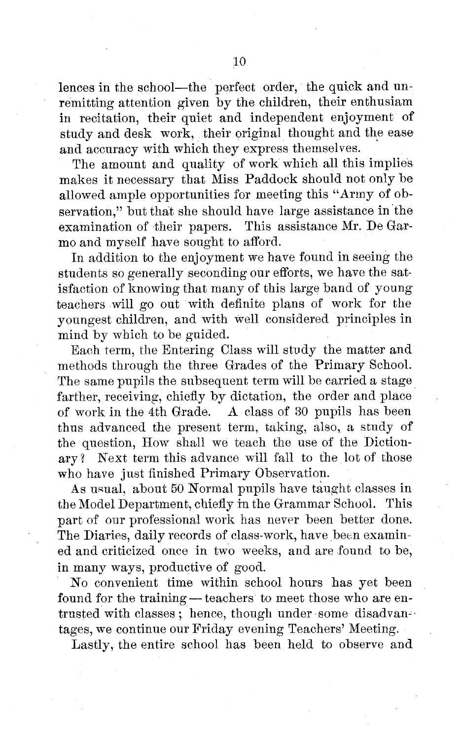lences in the school—the perfect order, the quick and unremitting attention given by the children, their enthusiam in recitation, their quiet and independent enjoyment of study and desk work, their original thought and the ease and accuracy with which they express themselves.

The amount and quality of work which all this implies makes it necessary that Miss Paddock should not only be allowed ample opportunities for meeting this "Army of observation," but that she should have large assistance in the examination of their papers. This assistance Mr. De Garmo and myself have sought to afford.

In addition to the enjoyment we have found in seeing the students so generally seconding our efforts, we have the satisfaction of knowing that many of this large band of young teachers will go out with definite plans of work for the youngest children, and with well considered principles in mind by which to be guided.

Each term, the Entering Class will study the matter and methods through the three Grades of the Primary School. The same pupils the subsequent term will be carried a stage farther, receiving, chiefly by dictation, the order and place of work in the 4th Grade. A class of 30 pupils has been thus advanced the present term, taking, also, a study of the question, How shall we teach the use of the Dictionary? Next term this advance will fall to the lot of those who have just finished Primary Observation.

As usual, about 50 Normal pupils have taught classes in the Model Department, chiefly in the Grammar School. This part of our professional work has never been better done. The Diaries, daily records of class-work, have been examined and criticized once in two weeks, and are found to be, in many ways, productive of good.

No convenient time within school hours has yet been found for the training — teachers to meet those who are entrusted with classes; hence, though under some disadvantages, we continue our Friday evening Teachers' Meeting.

Lastly, the entire school has been held to observe and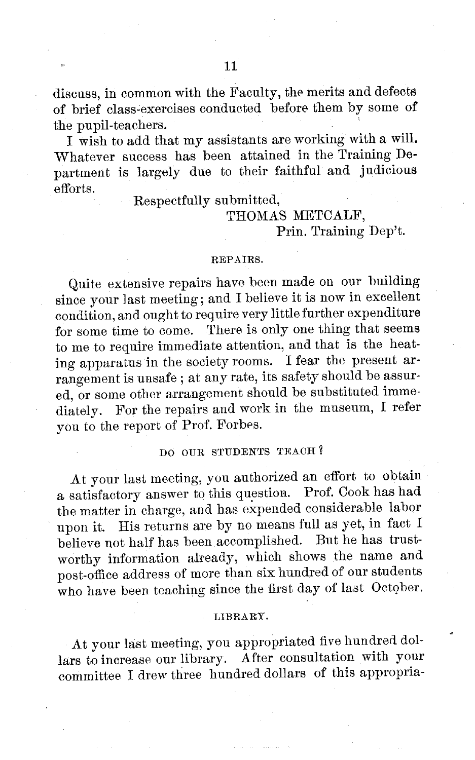discuss, in common with the Faculty, the merits and defects of brief class-exercises conducted before them by some of the pupil-teachers.

I wish to add that my assistants are working with a will. Whatever success has been attained in the Training Department is largely due to their faithful and judicious efforts.

Respectfully submitted,

THOMAS METCALF,
Prin. Training Dep't.

### REPAIRS.

Quite extensive repairs have been made on our building since your last meeting; and I believe it is now in excellent condition, and ought to require very little further expenditure for some time to come. There is only one thing that seems to me to require immediate attention, and that is the heating apparatus in the society rooms. I fear the present arrangement is unsafe; at any rate, its safety should be assured, or some other arrangement should be substituted immediately. For the repairs and work in the museum, I refer you to the report of Prof. Forbes.

### DO OUR STUDENTS TEACH?

At your last meeting, you authorized an effort to obtain a satisfactory answer to this question. Prof. Cook has had the matter in charge, and has expended considerable labor upon it. His returns are by no means full as yet, in fact I believe not half has been accomplished. But he has trustworthy information already, which shows the name and post-office address of more than six hundred of our students who have been teaching since the first day of last October.

### LIBRARY.

At your last meeting, you appropriated five hundred dollars to increase our library. After consultation with your committee I drew three hundred dollars of this appropria-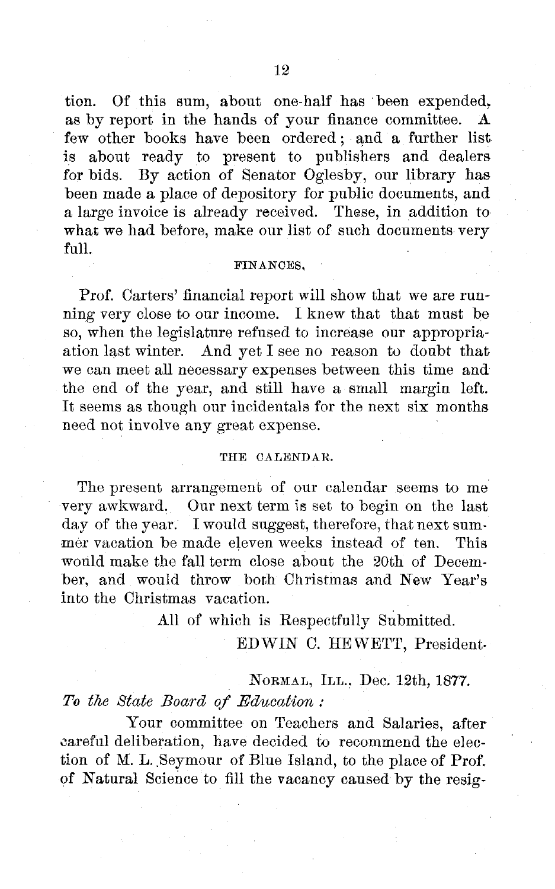tion. Of this sum, about one-half has been expended, as by report in the hands of your finance committee. A few other books have been ordered; and a further list is about ready to present to publishers and dealers for bids. By action of Senator Oglesby, our library has been made a place of depository for public documents, and a large invoice is already received. These, in addition to what we had before, make our list of such documents very full.

### FINANCES.

Prof. Carters' financial report will show that we are running very close to our income. I knew that that must be so, when the legislature refused to increase our appropriation last winter. And yet I see no reason to doubt that we can meet all necessary expenses between this time and the end of the year, and still have a small margin left. It seems as though our incidentals for the next six months need not involve any great expense.

### THE CALENDAR.

The present arrangement of our calendar seems to me very awkward. Our next term is set to begin on the last day of the year. I would suggest, therefore, that next summer vacation be made eleven weeks instead of ten. This would make the fall term close about the 20th of December, and would throw both Christmas and New Year's into the Christmas vacation.

All of which is Respectfully Submitted.

EDWIN C. HEWETT, President.

NORMAL, ILL., Dec. 12th, 1877.

*To the State Board of Education:*

Your committee on Teachers and Salaries, after careful deliberation, have decided to recommend the election of M. L. Seymour of Blue Island, to the place of Prof. of Natural Science to fill the vacancy caused by the resig-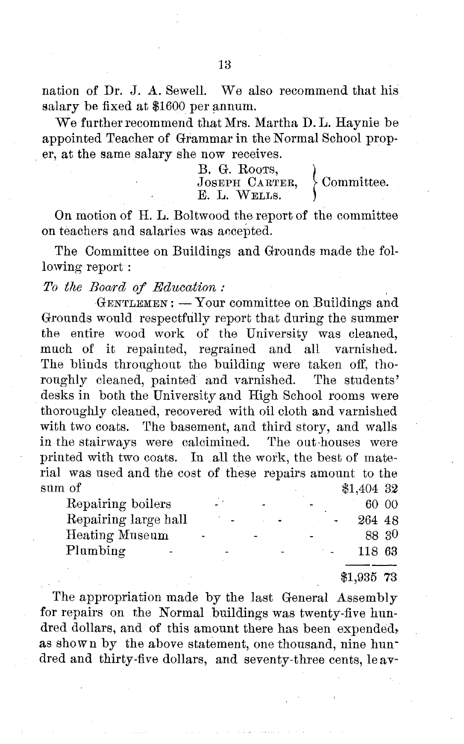nation of Dr. J. A. Sewell. We also recommend that his salary be fixed at $1600 per annum.

We further recommend that Mrs. Martha D. L. Haynie be appointed Teacher of Grammar in the Normal School proper, at the same salary she now receives.

B. G. ROOTS,
JOSEPH CARTER,
E. L. WELLS.
} Committee.

On motion of H. L. Boltwood the report of the committee on teachers and salaries was accepted.

The Committee on Buildings and Grounds made the following report:

*To the Board of Education:*

GENTLEMEN: — Your committee on Buildings and Grounds would respectfully report that during the summer the entire wood work of the University was cleaned, much of it repainted, regrained and all varnished. The blinds throughout the building were taken off, thoroughly cleaned, painted and varnished. The students' desks in both the University and High School rooms were thoroughly cleaned, recovered with oil cloth and varnished with two coats. The basement, and third story, and walls in the stairways were calcimined. The out-houses were printed with two coats. In all the work, the best of material was used and the cost of these repairs amount to the sum of $1,404 32

| | |
|---|---|
| Repairing boilers | 60 00 |
| Repairing large hall | 264 48 |
| Heating Museum | 88 30 |
| Plumbing | 118 63 |
| | $1,935 73 |

The appropriation made by the last General Assembly for repairs on the Normal buildings was twenty-five hundred dollars, and of this amount there has been expended, as shown by the above statement, one thousand, nine hundred and thirty-five dollars, and seventy-three cents, leav-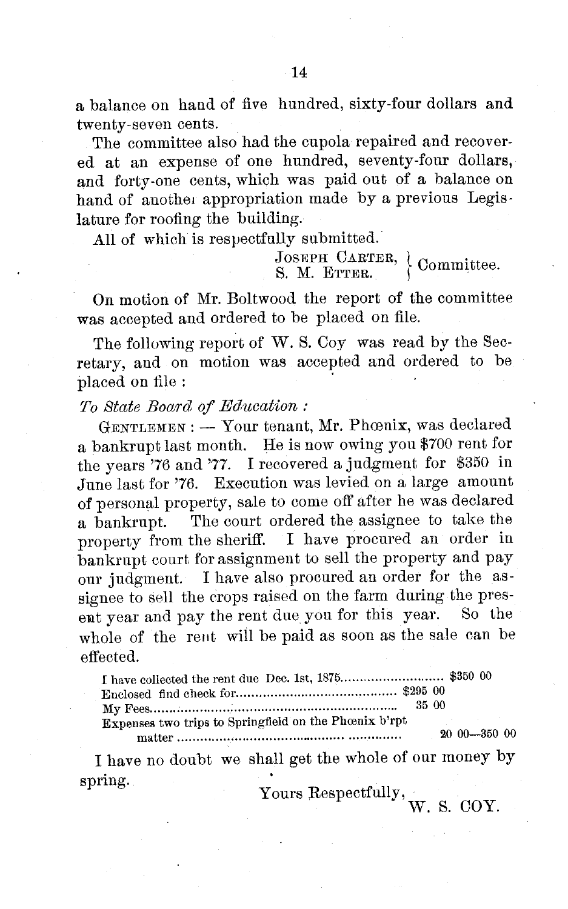a balance on hand of five hundred, sixty-four dollars and twenty-seven cents.

The committee also had the cupola repaired and recovered at an expense of one hundred, seventy-four dollars, and forty-one cents, which was paid out of a balance on hand of another appropriation made by a previous Legislature for roofing the building.

All of which is respectfully submitted.

JOSEPH CARTER, S. M. ETTER. } Committee.

On motion of Mr. Boltwood the report of the committee was accepted and ordered to be placed on file.

The following report of W. S. Coy was read by the Secretary, and on motion was accepted and ordered to be placed on file:

*To State Board of Education:*

GENTLEMEN: — Your tenant, Mr. Phœnix, was declared a bankrupt last month. He is now owing you $700 rent for the years '76 and '77. I recovered a judgment for $350 in June last for '76. Execution was levied on a large amount of personal property, sale to come off after he was declared a bankrupt. The court ordered the assignee to take the property from the sheriff. I have procured an order in bankrupt court for assignment to sell the property and pay our judgment. I have also procured an order for the assignee to sell the crops raised on the farm during the present year and pay the rent due you for this year. So the whole of the rent will be paid as soon as the sale can be effected.

| | | |
|---|---|---|
| I have collected the rent due Dec. 1st, 1875 | | $350 00 |
| Enclosed find check for | $295 00 | |
| My Fees | 35 00 | |
| Expenses two trips to Springfield on the Phœnix b'rpt matter | 20 00 | —350 00 |

I have no doubt we shall get the whole of our money by spring.

Yours Respectfully,
W. S. COY.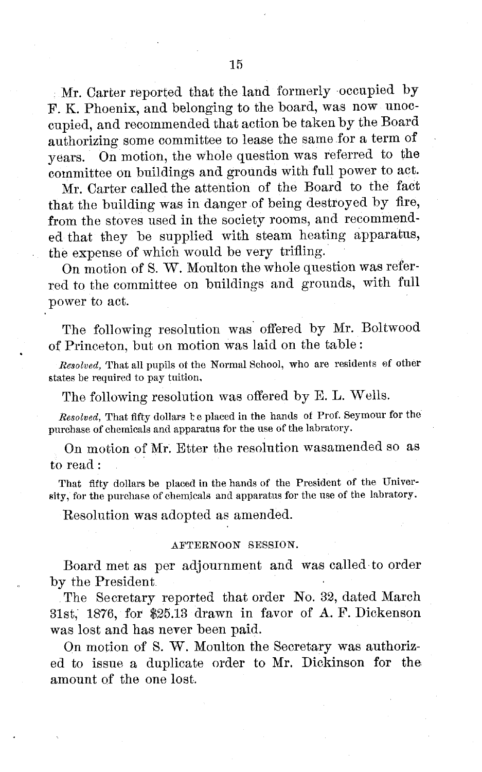Mr. Carter reported that the land formerly occupied by F. K. Phoenix, and belonging to the board, was now unoccupied, and recommended that action be taken by the Board authorizing some committee to lease the same for a term of years. On motion, the whole question was referred to the committee on buildings and grounds with full power to act.

Mr. Carter called the attention of the Board to the fact that the building was in danger of being destroyed by fire, from the stoves used in the society rooms, and recommended that they be supplied with steam heating apparatus, the expense of which would be very trifling.

On motion of S. W. Moulton the whole question was referred to the committee on buildings and grounds, with full power to act.

The following resolution was offered by Mr. Boltwood of Princeton, but on motion was laid on the table:

*Resolved,* That all pupils of the Normal School, who are residents of other states be required to pay tuition.

The following resolution was offered by E. L. Wells.

*Resolved,* That fifty dollars be placed in the hands of Prof. Seymour for the purchase of chemicals and apparatus for the use of the labratory.

On motion of Mr. Etter the resolution wasamended so as to read:

That fifty dollars be placed in the hands of the President of the University, for the purchase of chemicals and apparatus for the use of the labratory.

Resolution was adopted as amended.

AFTERNOON SESSION.

Board met as per adjournment and was called to order by the President.

The Secretary reported that order No. 32, dated March 31st, 1876, for $25.13 drawn in favor of A. F. Dickenson was lost and has never been paid.

On motion of S. W. Moulton the Secretary was authorized to issue a duplicate order to Mr. Dickinson for the amount of the one lost.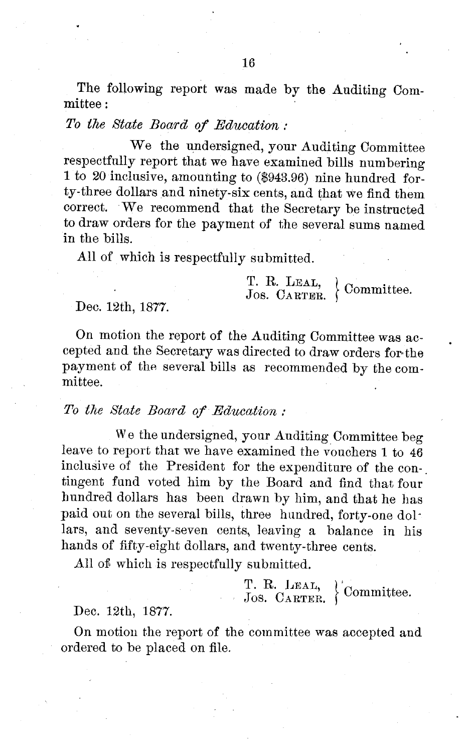The following report was made by the Auditing Committee:

*To the State Board of Education:*

We the undersigned, your Auditing Committee respectfully report that we have examined bills numbering 1 to 20 inclusive, amounting to ($943.96) nine hundred forty-three dollars and ninety-six cents, and that we find them correct. We recommend that the Secretary be instructed to draw orders for the payment of the several sums named in the bills.

All of which is respectfully submitted.

T. R. LEAL,
JOS. CARTER. } Committee.

Dec. 12th, 1877.

On motion the report of the Auditing Committee was accepted and the Secretary was directed to draw orders for the payment of the several bills as recommended by the committee.

*To the State Board of Education:*

We the undersigned, your Auditing Committee beg leave to report that we have examined the vouchers 1 to 46 inclusive of the President for the expenditure of the contingent fund voted him by the Board and find that four hundred dollars has been drawn by him, and that he has paid out on the several bills, three hundred, forty-one dollars, and seventy-seven cents, leaving a balance in his hands of fifty-eight dollars, and twenty-three cents.

All of which is respectfully submitted.

T. R. LEAL,
JOS. CARTER. } Committee.

Dec. 12th, 1877.

On motion the report of the committee was accepted and ordered to be placed on file.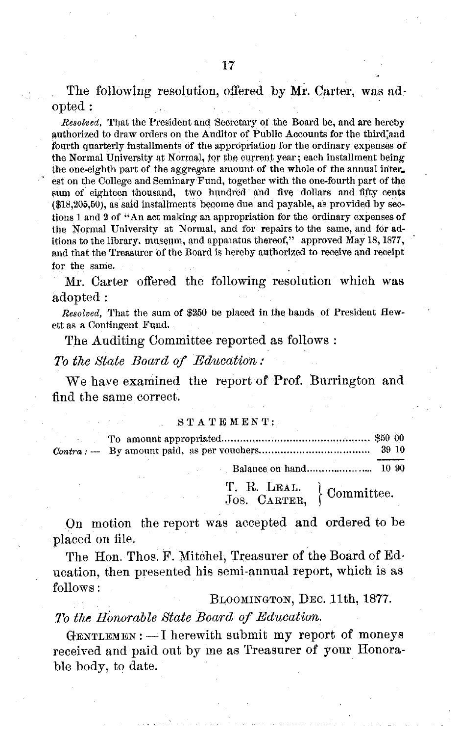The following resolution, offered by Mr. Carter, was adopted:

*Resolved,* That the President and Secretary of the Board be, and are hereby authorized to draw orders on the Auditor of Public Accounts for the third and fourth quarterly installments of the appropriation for the ordinary expenses of the Normal University at Normal, for the current year; each installment being the one-eighth part of the aggregate amount of the whole of the annual interest on the College and Seminary Fund, together with the one-fourth part of the sum of eighteen thousand, two hundred and five dollars and fifty cents ($18,205,50), as said installments become due and payable, as provided by sections 1 and 2 of "An act making an appropriation for the ordinary expenses of the Normal University at Normal, and for repairs to the same, and for additions to the library, museum, and apparatus thereof," approved May 18, 1877, and that the Treasurer of the Board is hereby authorized to receive and receipt for the same.

Mr. Carter offered the following resolution which was adopted:

*Resolved,* That the sum of $250 be placed in the hands of President Hewett as a Contingent Fund.

The Auditing Committee reported as follows:

*To the State Board of Education:*

We have examined the report of Prof. Burrington and find the same correct.

STATEMENT:

| | | |
|---|---|---|
| | To amount appropriated | $50 00 |
| *Contra:* — | By amount paid, as per vouchers | 39 10 |
| | Balance on hand | 10 90 |

T. R. LEAL.
JOS. CARTER, } Committee.

On motion the report was accepted and ordered to be placed on file.

The Hon. Thos. F. Mitchel, Treasurer of the Board of Education, then presented his semi-annual report, which is as follows:

BLOOMINGTON, DEC. 11th, 1877.

*To the Honorable State Board of Education.*

GENTLEMEN: — I herewith submit my report of moneys received and paid out by me as Treasurer of your Honorable body, to date.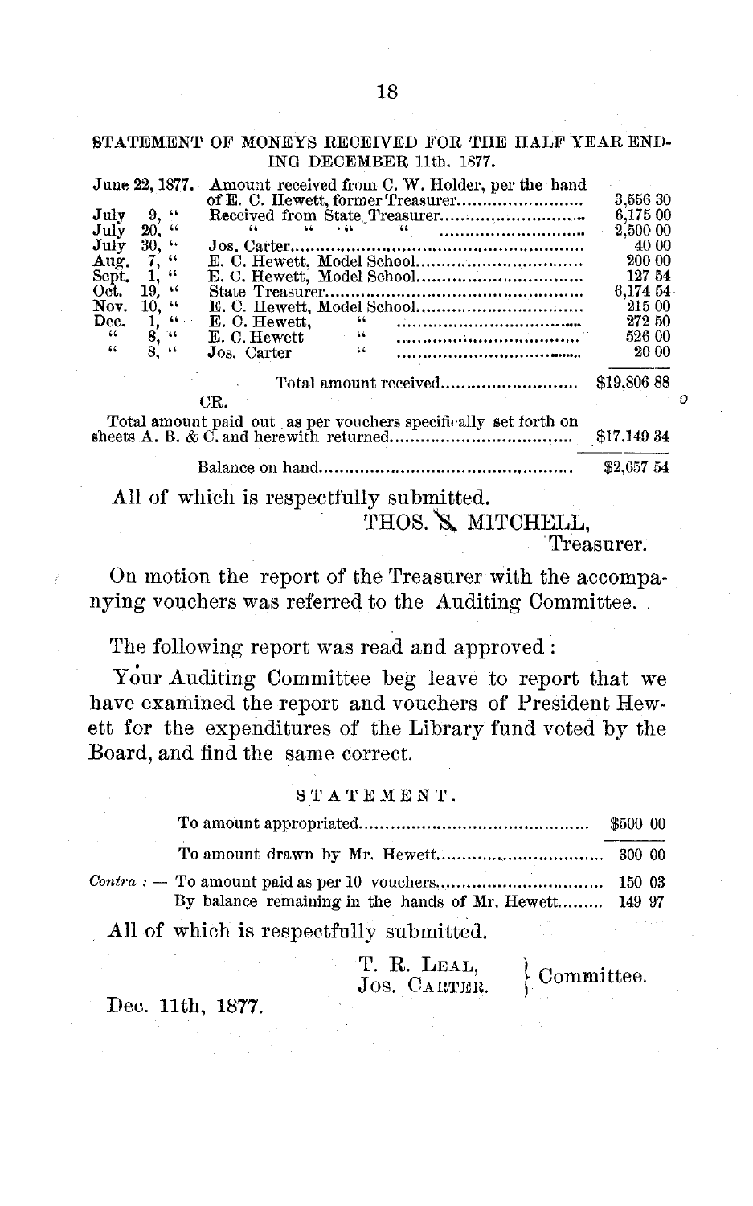STATEMENT OF MONEYS RECEIVED FOR THE HALF YEAR ENDING DECEMBER 11th. 1877.

| | | |
|---|---|---|
| June 22, 1877. | Amount received from C. W. Holder, per the hand of E. C. Hewett, former Treasurer | 3,556 30 |
| July 9, " | Received from State Treasurer | 6,175 00 |
| July 20, " | " " " " | 2,500 00 |
| July 30, " | Jos. Carter | 40 00 |
| Aug. 7, " | E. C. Hewett, Model School | 200 00 |
| Sept. 1, " | E. C. Hewett, Model School | 127 54 |
| Oct. 19, " | State Treasurer | 6,174 54 |
| Nov. 10, " | E. C. Hewett, Model School | 215 00 |
| Dec. 1, " | E. C. Hewett, " | 272 50 |
| " 8, " | E. C. Hewett " | 526 00 |
| " 8, " | Jos. Carter " | 20 00 |
| | Total amount received | $19,806 88 |
| | CR. | |
| | Total amount paid out as per vouchers specifically set forth on sheets A. B. & C. and herewith returned | $17,149 34 |
| | Balance on hand | $2,657 54 |

All of which is respectfully submitted.

THOS. S. MITCHELL,
Treasurer.

On motion the report of the Treasurer with the accompanying vouchers was referred to the Auditing Committee.

The following report was read and approved:

Your Auditing Committee beg leave to report that we have examined the report and vouchers of President Hewett for the expenditures of the Library fund voted by the Board, and find the same correct.

STATEMENT.

| | |
|---|---|
| To amount appropriated | $500 00 |
| To amount drawn by Mr. Hewett | 300 00 |
| *Contra*: — To amount paid as per 10 vouchers | 150 03 |
| By balance remaining in the hands of Mr. Hewett | 149 97 |

All of which is respectfully submitted.

T. R. Leal,
Jos. Carter. } Committee.

Dec. 11th, 1877.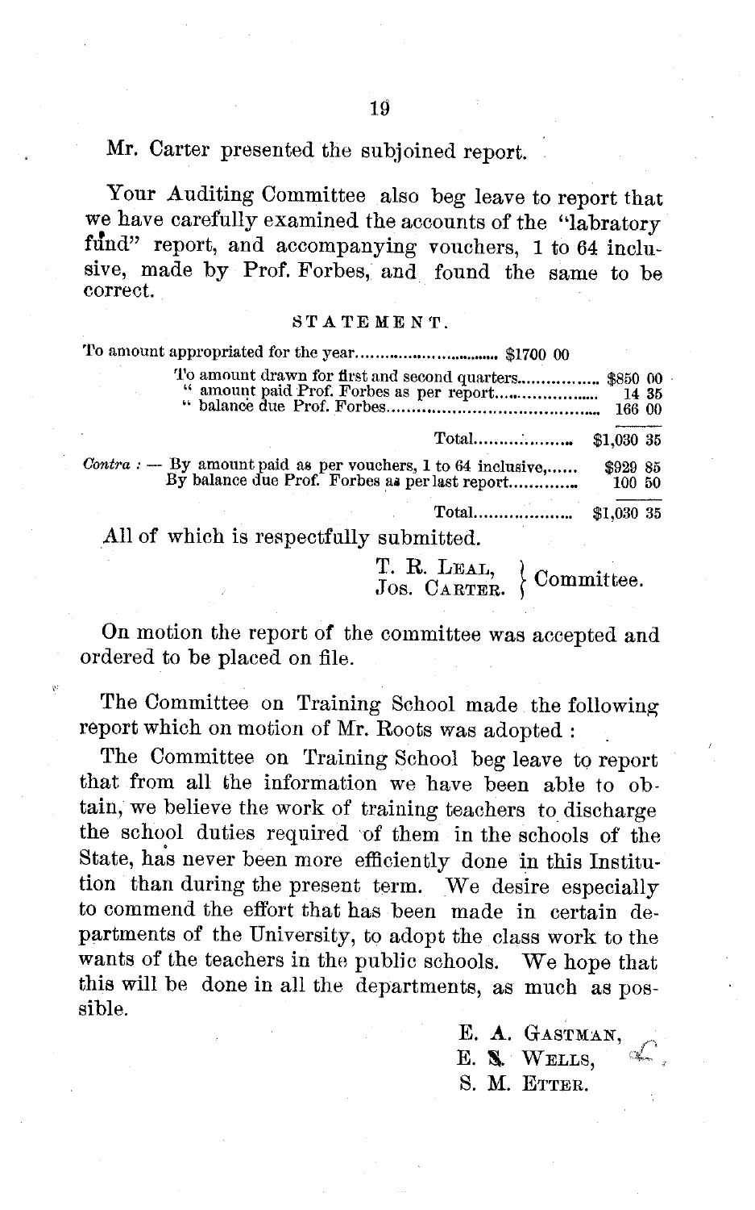Mr. Carter presented the subjoined report.

Your Auditing Committee also beg leave to report that we have carefully examined the accounts of the "labratory fund" report, and accompanying vouchers, 1 to 64 inclusive, made by Prof. Forbes, and found the same to be correct.

STATEMENT.

| | | |
|---|---|---|
| To amount appropriated for the year | $1700 00 | |
| To amount drawn for first and second quarters | | $850 00 |
| " amount paid Prof. Forbes as per report | | 14 35 |
| " balance due Prof. Forbes | | 166 00 |
| Total | | $1,030 35 |
| *Contra* : — By amount paid as per vouchers, 1 to 64 inclusive, | | $929 85 |
| By balance due Prof. Forbes as per last report | | 100 50 |
| Total | | $1,030 35 |

All of which is respectfully submitted.

T. R. Leal,
Jos. Carter. } Committee.

On motion the report of the committee was accepted and ordered to be placed on file.

The Committee on Training School made the following report which on motion of Mr. Roots was adopted :

The Committee on Training School beg leave to report that from all the information we have been able to obtain, we believe the work of training teachers to discharge the school duties required of them in the schools of the State, has never been more efficiently done in this Institution than during the present term. We desire especially to commend the effort that has been made in certain departments of the University, to adopt the class work to the wants of the teachers in the public schools. We hope that this will be done in all the departments, as much as possible.

E. A. Gastman,
E. S. Wells,
S. M. Etter.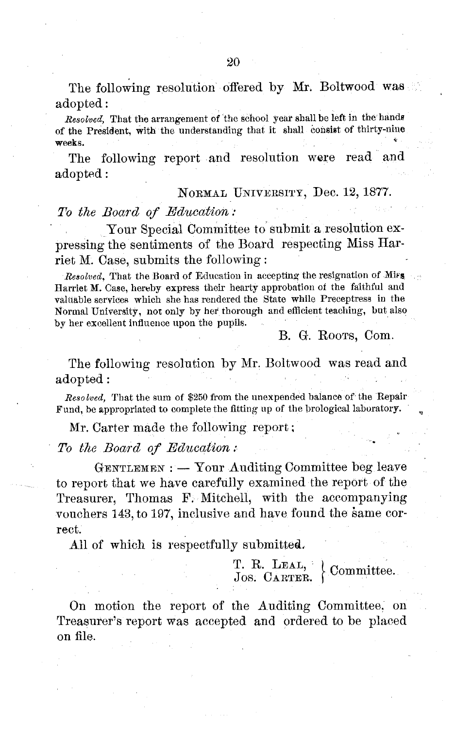The following resolution offered by Mr. Boltwood was adopted:

*Resolved*, That the arrangement of the school year shall be left in the hands of the President, with the understanding that it shall consist of thirty-nine weeks.

The following report and resolution were read and adopted:

NORMAL UNIVERSITY, Dec. 12, 1877.

*To the Board of Education:*

Your Special Committee to submit a resolution expressing the sentiments of the Board respecting Miss Harriet M. Case, submits the following:

*Resolved*, That the Board of Education in accepting the resignation of Miss Harriet M. Case, hereby express their hearty approbation of the faithful and valuable services which she has rendered the State while Preceptress in the Normal University, not only by her thorough and efficient teaching, but also by her excellent influence upon the pupils.

B. G. ROOTS, Com.

The following resolution by Mr. Boltwood was read and adopted:

*Resolved*, That the sum of $250 from the unexpended balance of the Repair Fund, be appropriated to complete the fitting up of the brological laboratory.

Mr. Carter made the following report;

*To the Board of Education:*

GENTLEMEN: — Your Auditing Committee beg leave to report that we have carefully examined the report of the Treasurer, Thomas F. Mitchell, with the accompanying vouchers 143, to 197, inclusive and have found the same correct.

All of which is respectfully submitted.

T. R. LEAL,
JOS. CARTER. } Committee.

On motion the report of the Auditing Committee, on Treasurer's report was accepted and ordered to be placed on file.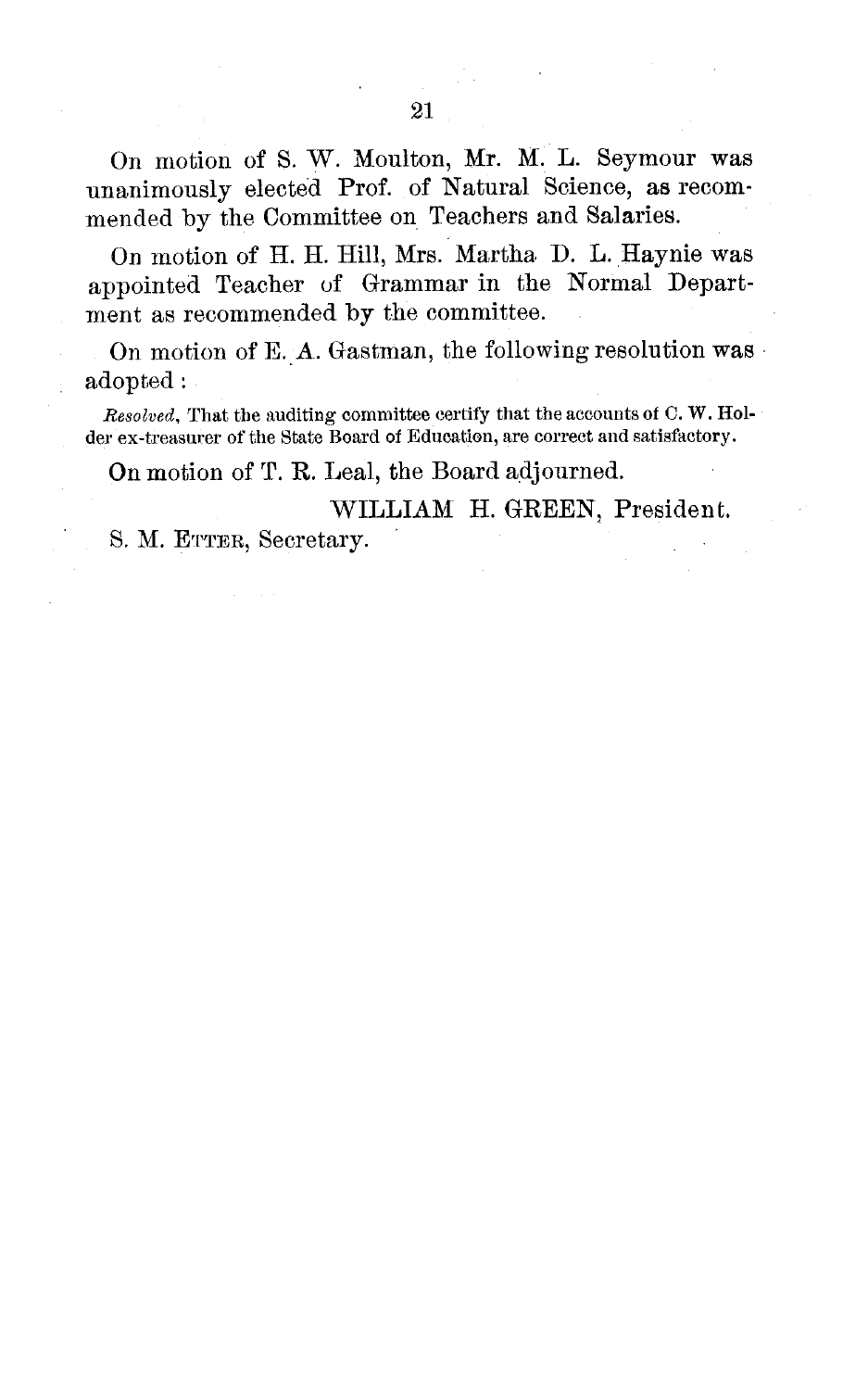On motion of S. W. Moulton, Mr. M. L. Seymour was unanimously elected Prof. of Natural Science, as recommended by the Committee on Teachers and Salaries.

On motion of H. H. Hill, Mrs. Martha D. L. Haynie was appointed Teacher of Grammar in the Normal Department as recommended by the committee.

On motion of E. A. Gastman, the following resolution was adopted:

*Resolved*, That the auditing committee certify that the accounts of C. W. Holder ex-treasurer of the State Board of Education, are correct and satisfactory.

On motion of T. R. Leal, the Board adjourned.

WILLIAM H. GREEN, President.

S. M. ETTER, Secretary.